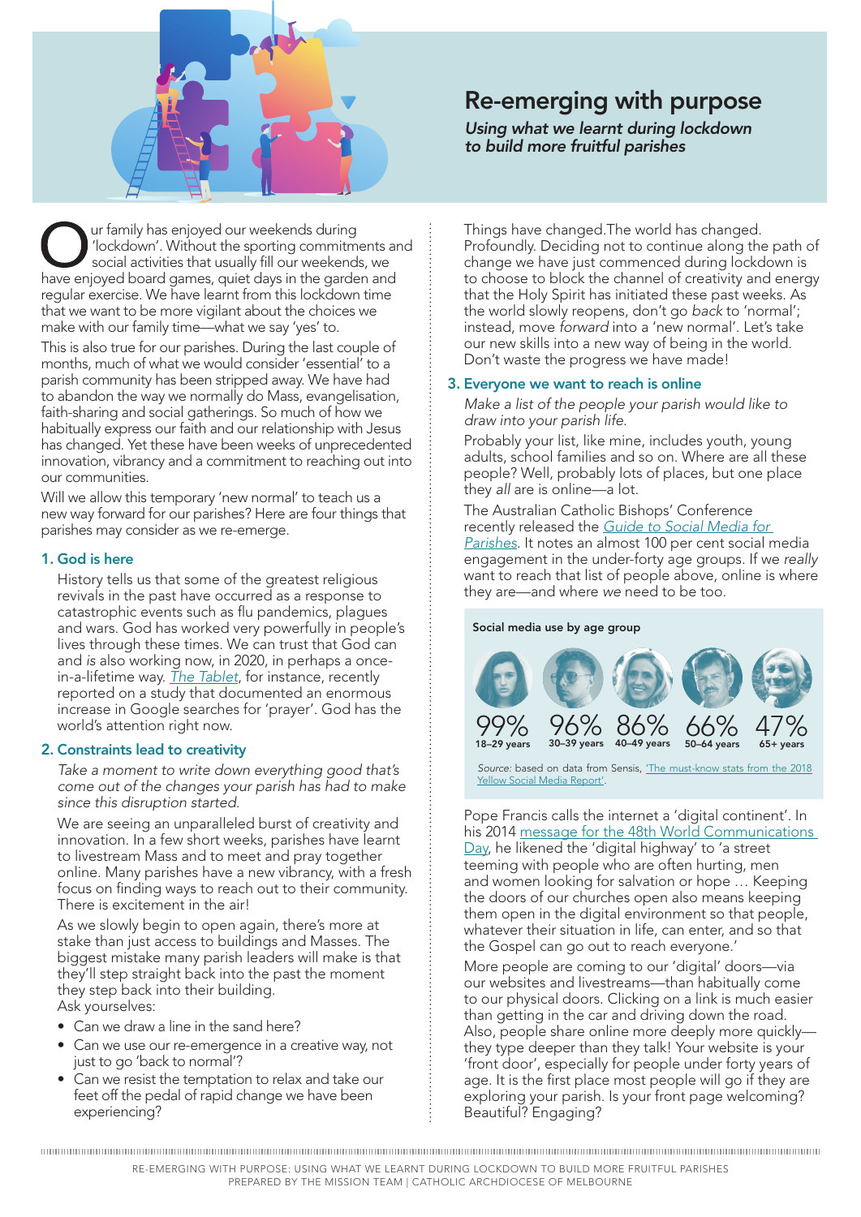# Re-emerging with purpose

*Using what we learnt during lockdown to build more fruitful parishes*

Our family has enjoyed our weekends during 'lockdown'. Without the sporting commitments and social activities that usually fill our weekends, we have enjoyed board games, quiet days in the garden and regular exercise. We have learnt from this lockdown time that we want to be more vigilant about the choices we make with our family time—what we say 'yes' to.

This is also true for our parishes. During the last couple of months, much of what we would consider 'essential' to a parish community has been stripped away. We have had to abandon the way we normally do Mass, evangelisation, faith-sharing and social gatherings. So much of how we habitually express our faith and our relationship with Jesus has changed. Yet these have been weeks of unprecedented innovation, vibrancy and a commitment to reaching out into our communities.

Will we allow this temporary 'new normal' to teach us a new way forward for our parishes? Here are four things that parishes may consider as we re-emerge.

## 1. God is here

History tells us that some of the greatest religious revivals in the past have occurred as a response to catastrophic events such as flu pandemics, plagues and wars. God has worked very powerfully in people's lives through these times. We can trust that God can and *is* also working now, in 2020, in perhaps a once-in-a-lifetime way. *The Tablet*, for instance, recently reported on a study that documented an enormous increase in Google searches for 'prayer'. God has the world's attention right now.

## 2. Constraints lead to creativity

*Take a moment to write down everything good that's come out of the changes your parish has had to make since this disruption started.*

We are seeing an unparalleled burst of creativity and innovation. In a few short weeks, parishes have learnt to livestream Mass and to meet and pray together online. Many parishes have a new vibrancy, with a fresh focus on finding ways to reach out to their community. There is excitement in the air!

As we slowly begin to open again, there's more at stake than just access to buildings and Masses. The biggest mistake many parish leaders will make is that they'll step straight back into the past the moment they step back into their building.

Ask yourselves:

- Can we draw a line in the sand here?
- Can we use our re-emergence in a creative way, not just to go 'back to normal'?
- Can we resist the temptation to relax and take our feet off the pedal of rapid change we have been experiencing?

Things have changed.The world has changed. Profoundly. Deciding not to continue along the path of change we have just commenced during lockdown is to choose to block the channel of creativity and energy that the Holy Spirit has initiated these past weeks. As the world slowly reopens, don't go *back* to 'normal'; instead, move *forward* into a 'new normal'. Let's take our new skills into a new way of being in the world. Don't waste the progress we have made!

## 3. Everyone we want to reach is online

*Make a list of the people your parish would like to draw into your parish life.*

Probably your list, like mine, includes youth, young adults, school families and so on. Where are all these people? Well, probably lots of places, but one place they *all* are is online—a lot.

The Australian Catholic Bishops' Conference recently released the *Guide to Social Media for Parishes*. It notes an almost 100 per cent social media engagement in the under-forty age groups. If we *really* want to reach that list of people above, online is where they are—and where *we* need to be too.

**Social media use by age group**

| 18–29 years | 30–39 years | 40–49 years | 50–64 years | 65+ years |
|---|---|---|---|---|
| 99% | 96% | 86% | 66% | 47% |

*Source:* based on data from Sensis, 'The must-know stats from the 2018 Yellow Social Media Report'.

Pope Francis calls the internet a 'digital continent'. In his 2014 message for the 48th World Communications Day, he likened the 'digital highway' to 'a street teeming with people who are often hurting, men and women looking for salvation or hope … Keeping the doors of our churches open also means keeping them open in the digital environment so that people, whatever their situation in life, can enter, and so that the Gospel can go out to reach everyone.'

More people are coming to our 'digital' doors—via our websites and livestreams—than habitually come to our physical doors. Clicking on a link is much easier than getting in the car and driving down the road. Also, people share online more deeply more quickly—they type deeper than they talk! Your website is your 'front door', especially for people under forty years of age. It is the first place most people will go if they are exploring your parish. Is your front page welcoming? Beautiful? Engaging?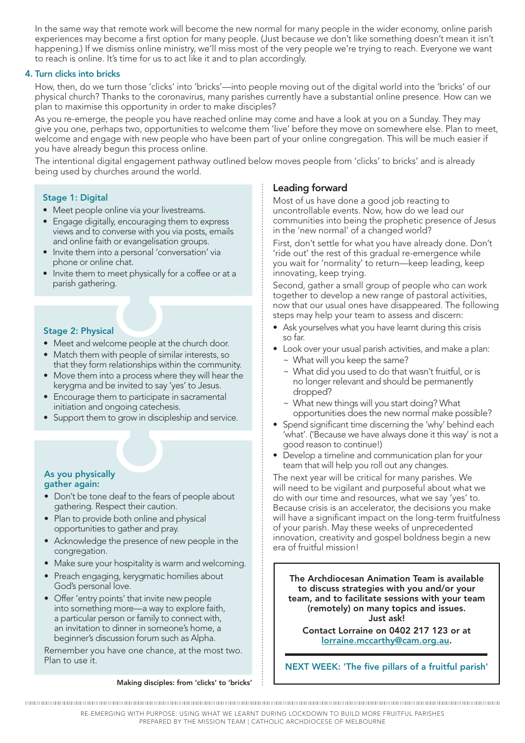In the same way that remote work will become the new normal for many people in the wider economy, online parish experiences may become a first option for many people. (Just because we don't like something doesn't mean it isn't happening.) If we dismiss online ministry, we'll miss most of the very people we're trying to reach. Everyone we want to reach is online. It's time for us to act like it and to plan accordingly.

### 4. Turn clicks into bricks

How, then, do we turn those 'clicks' into 'bricks'—into people moving out of the digital world into the 'bricks' of our physical church? Thanks to the coronavirus, many parishes currently have a substantial online presence. How can we plan to maximise this opportunity in order to make disciples?

As you re-emerge, the people you have reached online may come and have a look at you on a Sunday. They may give you one, perhaps two, opportunities to welcome them 'live' before they move on somewhere else. Plan to meet, welcome and engage with new people who have been part of your online congregation. This will be much easier if you have already begun this process online.

The intentional digital engagement pathway outlined below moves people from 'clicks' to bricks' and is already being used by churches around the world.

#### Stage 1: Digital

- Meet people online via your livestreams.
- Engage digitally, encouraging them to express views and to converse with you via posts, emails and online faith or evangelisation groups.
- Invite them into a personal 'conversation' via phone or online chat.
- Invite them to meet physically for a coffee or at a parish gathering.

#### Stage 2: Physical

- Meet and welcome people at the church door.
- Match them with people of similar interests, so that they form relationships within the community.
- Move them into a process where they will hear the kerygma and be invited to say 'yes' to Jesus.
- Encourage them to participate in sacramental initiation and ongoing catechesis.
- Support them to grow in discipleship and service.

#### As you physically gather again:

- Don't be tone deaf to the fears of people about gathering. Respect their caution.
- Plan to provide both online and physical opportunities to gather and pray.
- Acknowledge the presence of new people in the congregation.
- Make sure your hospitality is warm and welcoming.
- Preach engaging, kerygmatic homilies about God's personal love.
- Offer 'entry points' that invite new people into something more—a way to explore faith, a particular person or family to connect with, an invitation to dinner in someone's home, a beginner's discussion forum such as Alpha.

Remember you have one chance, at the most two. Plan to use it.

**Making disciples: from 'clicks' to 'bricks'**

## Leading forward

Most of us have done a good job reacting to uncontrollable events. Now, how do we lead our communities into being the prophetic presence of Jesus in the 'new normal' of a changed world?

First, don't settle for what you have already done. Don't 'ride out' the rest of this gradual re-emergence while you wait for 'normality' to return—keep leading, keep innovating, keep trying.

Second, gather a small group of people who can work together to develop a new range of pastoral activities, now that our usual ones have disappeared. The following steps may help your team to assess and discern:

- Ask yourselves what you have learnt during this crisis so far.
- Look over your usual parish activities, and make a plan:
  - What will you keep the same?
  - What did you used to do that wasn't fruitful, or is no longer relevant and should be permanently dropped?
  - What new things will you start doing? What opportunities does the new normal make possible?
- Spend significant time discerning the 'why' behind each 'what'. ('Because we have always done it this way' is not a good reason to continue!)
- Develop a timeline and communication plan for your team that will help you roll out any changes.

The next year will be critical for many parishes. We will need to be vigilant and purposeful about what we do with our time and resources, what we say 'yes' to. Because crisis is an accelerator, the decisions you make will have a significant impact on the long-term fruitfulness of your parish. May these weeks of unprecedented innovation, creativity and gospel boldness begin a new era of fruitful mission!

**The Archdiocesan Animation Team is available to discuss strategies with you and/or your team, and to facilitate sessions with your team (remotely) on many topics and issues. Just ask!**

**Contact Lorraine on 0402 217 123 or at [lorraine.mccarthy@cam.org.au](mailto:lorraine.mccarthy@cam.org.au).**

**NEXT WEEK: 'The five pillars of a fruitful parish'**